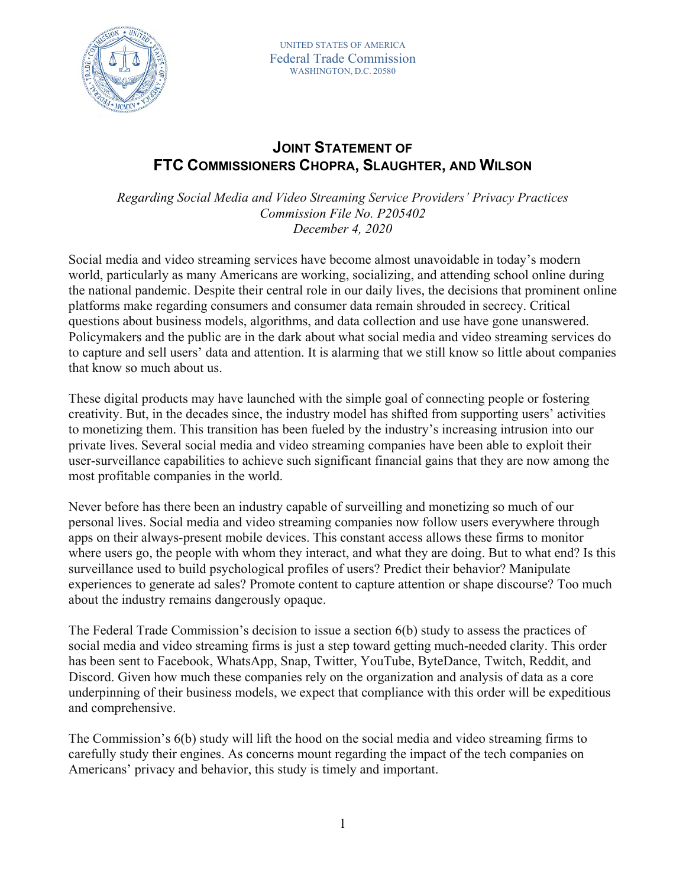UNITED STATES OF AMERICA
Federal Trade Commission
WASHINGTON, D.C. 20580

# JOINT STATEMENT OF FTC COMMISSIONERS CHOPRA, SLAUGHTER, AND WILSON

*Regarding Social Media and Video Streaming Service Providers' Privacy Practices*
*Commission File No. P205402*
*December 4, 2020*

Social media and video streaming services have become almost unavoidable in today's modern world, particularly as many Americans are working, socializing, and attending school online during the national pandemic. Despite their central role in our daily lives, the decisions that prominent online platforms make regarding consumers and consumer data remain shrouded in secrecy. Critical questions about business models, algorithms, and data collection and use have gone unanswered. Policymakers and the public are in the dark about what social media and video streaming services do to capture and sell users' data and attention. It is alarming that we still know so little about companies that know so much about us.

These digital products may have launched with the simple goal of connecting people or fostering creativity. But, in the decades since, the industry model has shifted from supporting users' activities to monetizing them. This transition has been fueled by the industry's increasing intrusion into our private lives. Several social media and video streaming companies have been able to exploit their user-surveillance capabilities to achieve such significant financial gains that they are now among the most profitable companies in the world.

Never before has there been an industry capable of surveilling and monetizing so much of our personal lives. Social media and video streaming companies now follow users everywhere through apps on their always-present mobile devices. This constant access allows these firms to monitor where users go, the people with whom they interact, and what they are doing. But to what end? Is this surveillance used to build psychological profiles of users? Predict their behavior? Manipulate experiences to generate ad sales? Promote content to capture attention or shape discourse? Too much about the industry remains dangerously opaque.

The Federal Trade Commission's decision to issue a section 6(b) study to assess the practices of social media and video streaming firms is just a step toward getting much-needed clarity. This order has been sent to Facebook, WhatsApp, Snap, Twitter, YouTube, ByteDance, Twitch, Reddit, and Discord. Given how much these companies rely on the organization and analysis of data as a core underpinning of their business models, we expect that compliance with this order will be expeditious and comprehensive.

The Commission's 6(b) study will lift the hood on the social media and video streaming firms to carefully study their engines. As concerns mount regarding the impact of the tech companies on Americans' privacy and behavior, this study is timely and important.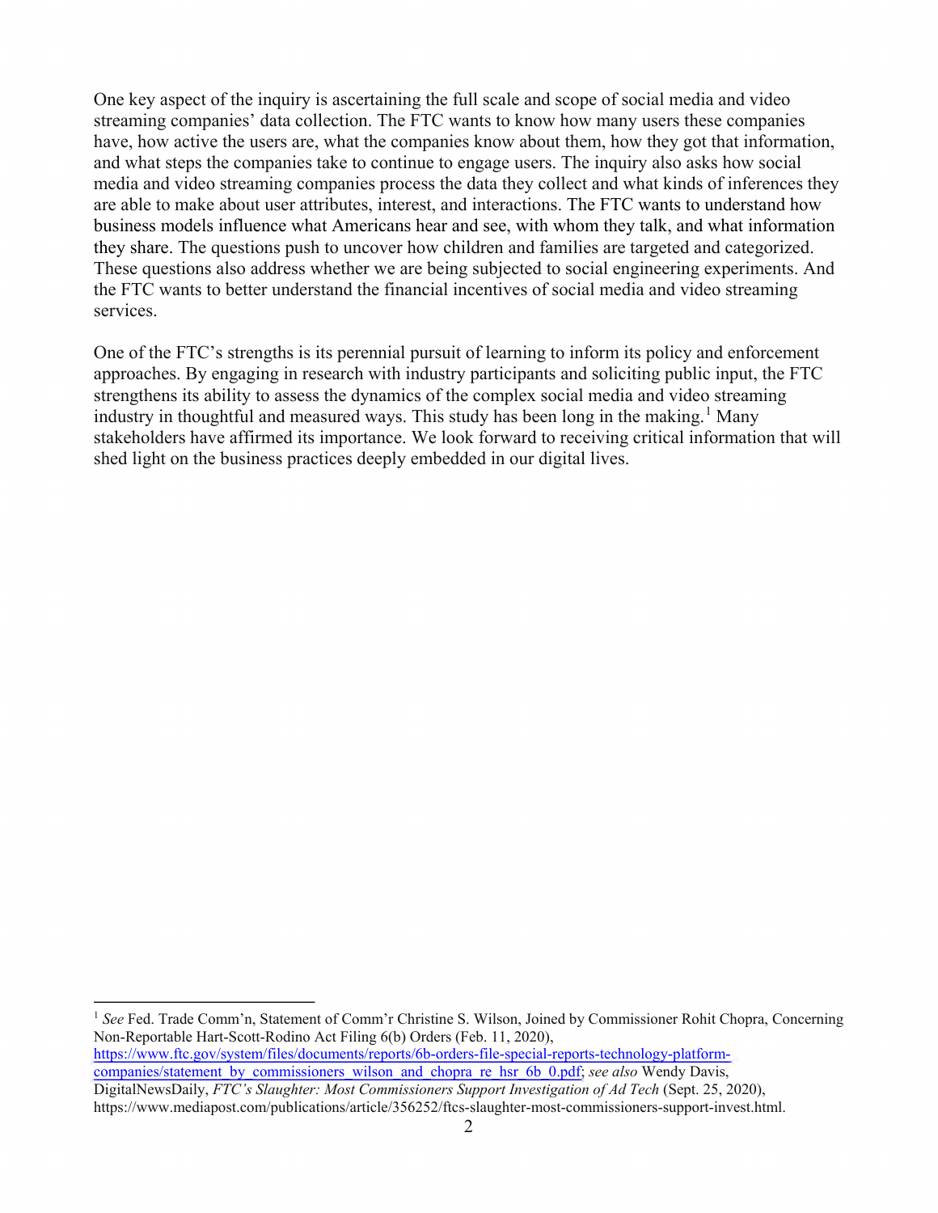One key aspect of the inquiry is ascertaining the full scale and scope of social media and video streaming companies' data collection. The FTC wants to know how many users these companies have, how active the users are, what the companies know about them, how they got that information, and what steps the companies take to continue to engage users. The inquiry also asks how social media and video streaming companies process the data they collect and what kinds of inferences they are able to make about user attributes, interest, and interactions. The FTC wants to understand how business models influence what Americans hear and see, with whom they talk, and what information they share. The questions push to uncover how children and families are targeted and categorized. These questions also address whether we are being subjected to social engineering experiments. And the FTC wants to better understand the financial incentives of social media and video streaming services.

One of the FTC's strengths is its perennial pursuit of learning to inform its policy and enforcement approaches. By engaging in research with industry participants and soliciting public input, the FTC strengthens its ability to assess the dynamics of the complex social media and video streaming industry in thoughtful and measured ways. This study has been long in the making.[1] Many stakeholders have affirmed its importance. We look forward to receiving critical information that will shed light on the business practices deeply embedded in our digital lives.

---

[1] *See* Fed. Trade Comm'n, Statement of Comm'r Christine S. Wilson, Joined by Commissioner Rohit Chopra, Concerning Non-Reportable Hart-Scott-Rodino Act Filing 6(b) Orders (Feb. 11, 2020), https://www.ftc.gov/system/files/documents/reports/6b-orders-file-special-reports-technology-platform-companies/statement_by_commissioners_wilson_and_chopra_re_hsr_6b_0.pdf; *see also* Wendy Davis, DigitalNewsDaily, *FTC's Slaughter: Most Commissioners Support Investigation of Ad Tech* (Sept. 25, 2020), https://www.mediapost.com/publications/article/356252/ftcs-slaughter-most-commissioners-support-invest.html.